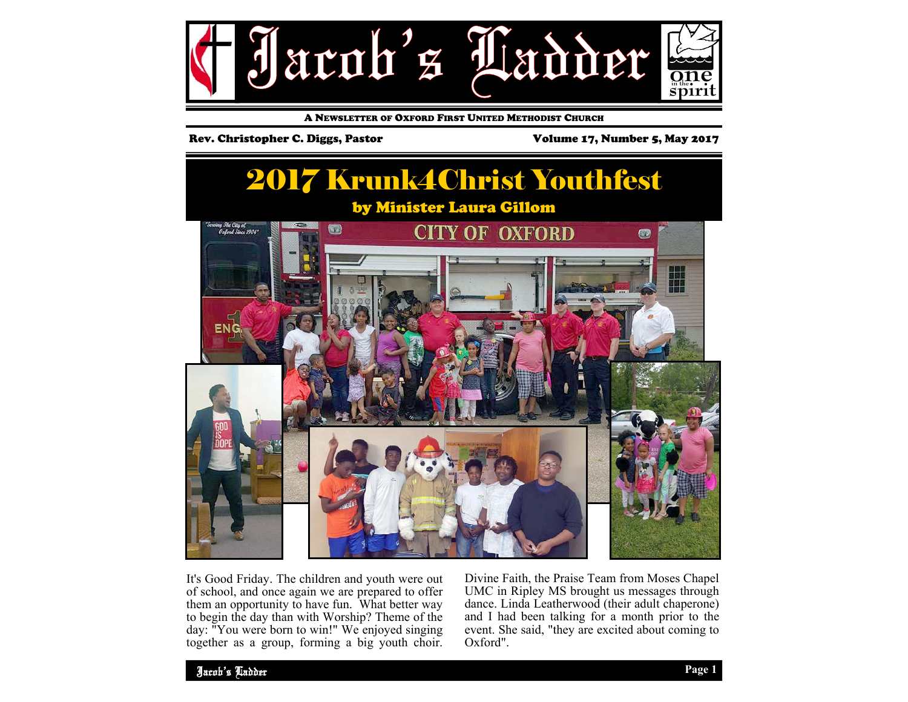# Jacob's Ladder

**A Newsletter of Oxford First United Methodist Church**

**Rev. Christopher C. Diggs, Pastor** — **Volume 17, Number 5, May 2017**

## 2017 Krunk4Christ Youthfest

### by Minister Laura Gillom

It's Good Friday. The children and youth were out of school, and once again we are prepared to offer them an opportunity to have fun. What better way to begin the day than with Worship? Theme of the day: "You were born to win!" We enjoyed singing together as a group, forming a big youth choir. Divine Faith, the Praise Team from Moses Chapel UMC in Ripley MS brought us messages through dance. Linda Leatherwood (their adult chaperone) and I had been talking for a month prior to the event. She said, "they are excited about coming to Oxford".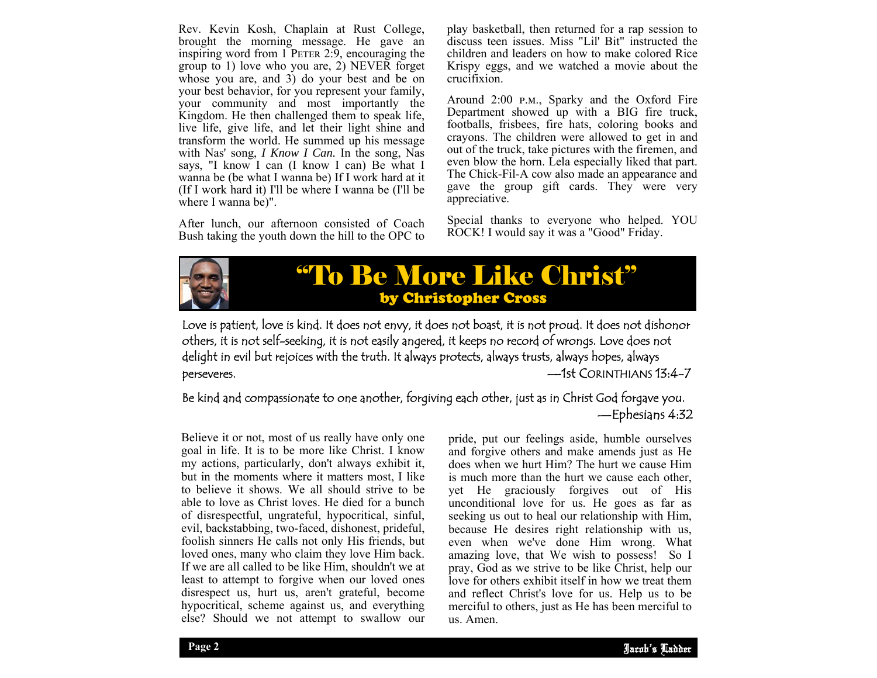Rev. Kevin Kosh, Chaplain at Rust College, brought the morning message. He gave an inspiring word from 1 Peter 2:9, encouraging the group to 1) love who you are, 2) NEVER forget whose you are, and 3) do your best and be on your best behavior, for you represent your family, your community and most importantly the Kingdom. He then challenged them to speak life, live life, give life, and let their light shine and transform the world. He summed up his message with Nas' song, *I Know I Can.* In the song, Nas says, "I know I can (I know I can) Be what I wanna be (be what I wanna be) If I work hard at it (If I work hard it) I'll be where I wanna be (I'll be where I wanna be)".

After lunch, our afternoon consisted of Coach Bush taking the youth down the hill to the OPC to play basketball, then returned for a rap session to discuss teen issues. Miss "Lil' Bit" instructed the children and leaders on how to make colored Rice Krispy eggs, and we watched a movie about the crucifixion.

Around 2:00 p.m., Sparky and the Oxford Fire Department showed up with a BIG fire truck, footballs, frisbees, fire hats, coloring books and crayons. The children were allowed to get in and out of the truck, take pictures with the firemen, and even blow the horn. Lela especially liked that part. The Chick-Fil-A cow also made an appearance and gave the group gift cards. They were very appreciative.

Special thanks to everyone who helped. YOU ROCK! I would say it was a "Good" Friday.

# "To Be More Like Christ"

## by Christopher Cross

Love is patient, love is kind. It does not envy, it does not boast, it is not proud. It does not dishonor others, it is not self-seeking, it is not easily angered, it keeps no record of wrongs. Love does not delight in evil but rejoices with the truth. It always protects, always trusts, always hopes, always perseveres. —1st Corinthians 13:4-7

Be kind and compassionate to one another, forgiving each other, just as in Christ God forgave you. —Ephesians 4:32

Believe it or not, most of us really have only one goal in life. It is to be more like Christ. I know my actions, particularly, don't always exhibit it, but in the moments where it matters most, I like to believe it shows. We all should strive to be able to love as Christ loves. He died for a bunch of disrespectful, ungrateful, hypocritical, sinful, evil, backstabbing, two-faced, dishonest, prideful, foolish sinners He calls not only His friends, but loved ones, many who claim they love Him back. If we are all called to be like Him, shouldn't we at least to attempt to forgive when our loved ones disrespect us, hurt us, aren't grateful, become hypocritical, scheme against us, and everything else? Should we not attempt to swallow our pride, put our feelings aside, humble ourselves and forgive others and make amends just as He does when we hurt Him? The hurt we cause Him is much more than the hurt we cause each other, yet He graciously forgives out of His unconditional love for us. He goes as far as seeking us out to heal our relationship with Him, because He desires right relationship with us, even when we've done Him wrong. What amazing love, that We wish to possess! So I pray, God as we strive to be like Christ, help our love for others exhibit itself in how we treat them and reflect Christ's love for us. Help us to be merciful to others, just as He has been merciful to us. Amen.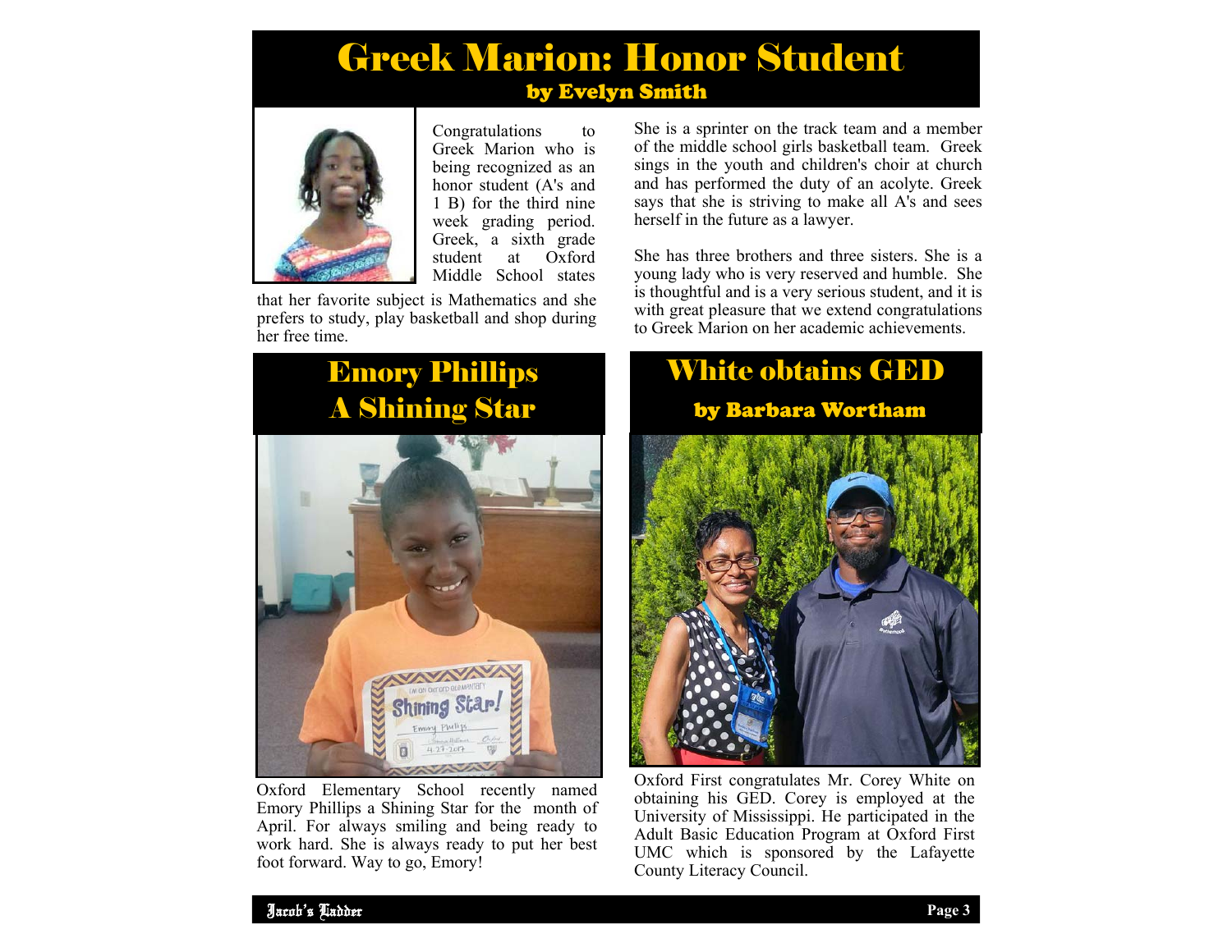# Greek Marion: Honor Student

**by Evelyn Smith**

Congratulations to Greek Marion who is being recognized as an honor student (A's and 1 B) for the third nine week grading period. Greek, a sixth grade student at Oxford Middle School states that her favorite subject is Mathematics and she prefers to study, play basketball and shop during her free time.

She is a sprinter on the track team and a member of the middle school girls basketball team. Greek sings in the youth and children's choir at church and has performed the duty of an acolyte. Greek says that she is striving to make all A's and sees herself in the future as a lawyer.

She has three brothers and three sisters. She is a young lady who is very reserved and humble. She is thoughtful and is a very serious student, and it is with great pleasure that we extend congratulations to Greek Marion on her academic achievements.

# Emory Phillips A Shining Star

Oxford Elementary School recently named Emory Phillips a Shining Star for the month of April. For always smiling and being ready to work hard. She is always ready to put her best foot forward. Way to go, Emory!

# White obtains GED

**by Barbara Wortham**

Oxford First congratulates Mr. Corey White on obtaining his GED. Corey is employed at the University of Mississippi. He participated in the Adult Basic Education Program at Oxford First UMC which is sponsored by the Lafayette County Literacy Council.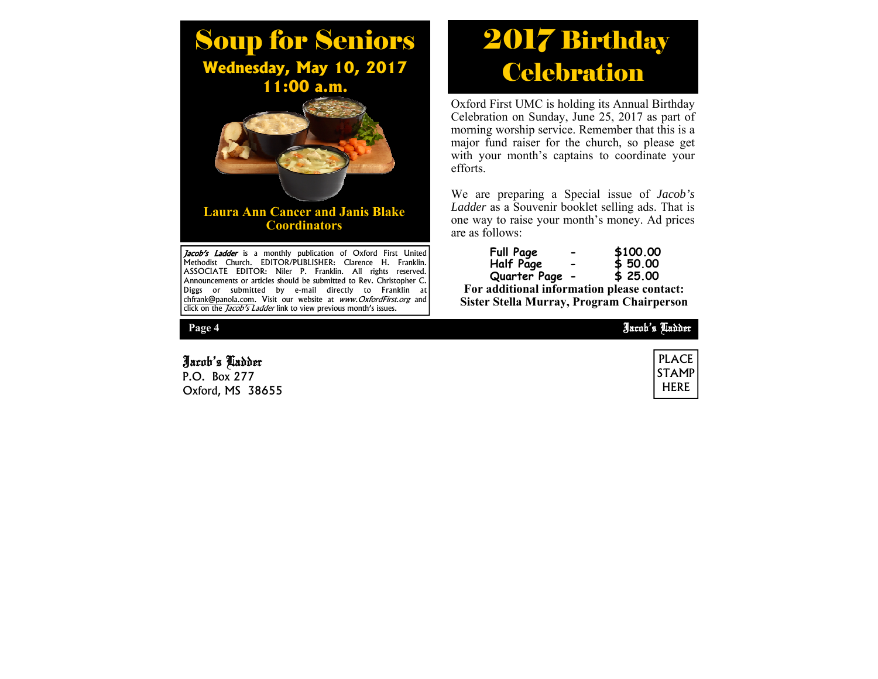# Soup for Seniors

## Wednesday, May 10, 2017
## 11:00 a.m.

**Laura Ann Cancer and Janis Blake**
**Coordinators**

*Jacob's Ladder* is a monthly publication of Oxford First United Methodist Church. EDITOR/PUBLISHER: Clarence H. Franklin. ASSOCIATE EDITOR: Niler P. Franklin. All rights reserved. Announcements or articles should be submitted to Rev. Christopher C. Diggs or submitted by e-mail directly to Franklin at chfrank@panola.com. Visit our website at *www.OxfordFirst.org* and click on the *Jacob's Ladder* link to view previous month's issues.

# 2017 Birthday Celebration

Oxford First UMC is holding its Annual Birthday Celebration on Sunday, June 25, 2017 as part of morning worship service. Remember that this is a major fund raiser for the church, so please get with your month's captains to coordinate your efforts.

We are preparing a Special issue of *Jacob's Ladder* as a Souvenir booklet selling ads. That is one way to raise your month's money. Ad prices are as follows:

| | | |
|---|---|---|
| **Full Page** | **-** | **$100.00** |
| **Half Page** | **-** | **$ 50.00** |
| **Quarter Page** | **-** | **$ 25.00** |

**For additional information please contact:**
**Sister Stella Murray, Program Chairperson**

Jacob's Ladder
P.O. Box 277
Oxford, MS 38655

PLACE
STAMP
HERE